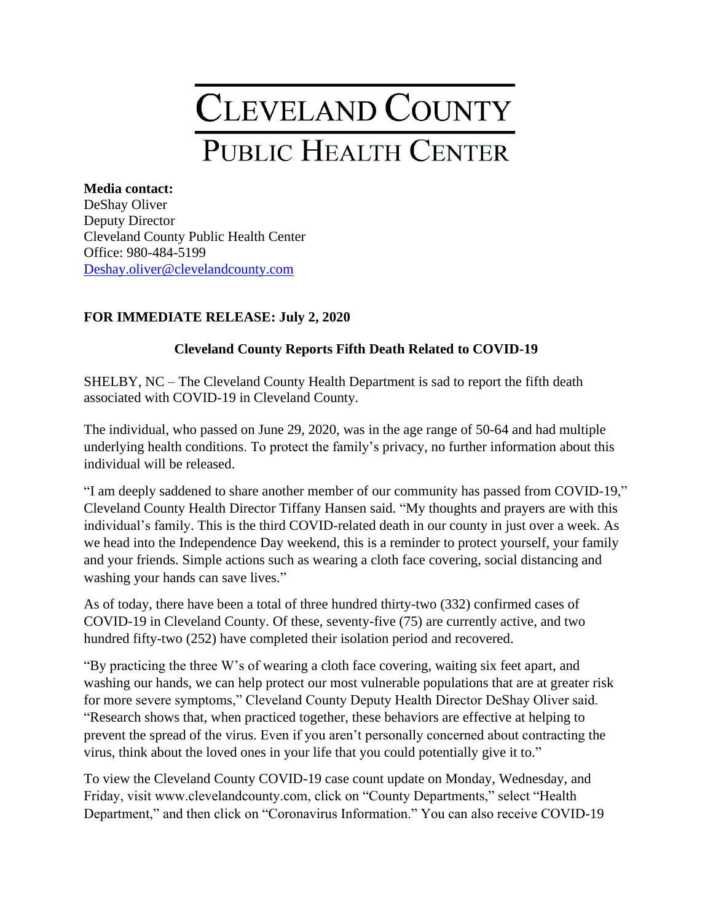# Cleveland County

## Public Health Center

**Media contact:**
DeShay Oliver
Deputy Director
Cleveland County Public Health Center
Office: 980-484-5199
[Deshay.oliver@clevelandcounty.com](mailto:Deshay.oliver@clevelandcounty.com)

**FOR IMMEDIATE RELEASE: July 2, 2020**

### Cleveland County Reports Fifth Death Related to COVID-19

SHELBY, NC – The Cleveland County Health Department is sad to report the fifth death associated with COVID-19 in Cleveland County.

The individual, who passed on June 29, 2020, was in the age range of 50-64 and had multiple underlying health conditions. To protect the family's privacy, no further information about this individual will be released.

"I am deeply saddened to share another member of our community has passed from COVID-19," Cleveland County Health Director Tiffany Hansen said. "My thoughts and prayers are with this individual's family. This is the third COVID-related death in our county in just over a week. As we head into the Independence Day weekend, this is a reminder to protect yourself, your family and your friends. Simple actions such as wearing a cloth face covering, social distancing and washing your hands can save lives."

As of today, there have been a total of three hundred thirty-two (332) confirmed cases of COVID-19 in Cleveland County. Of these, seventy-five (75) are currently active, and two hundred fifty-two (252) have completed their isolation period and recovered.

"By practicing the three W's of wearing a cloth face covering, waiting six feet apart, and washing our hands, we can help protect our most vulnerable populations that are at greater risk for more severe symptoms," Cleveland County Deputy Health Director DeShay Oliver said. "Research shows that, when practiced together, these behaviors are effective at helping to prevent the spread of the virus. Even if you aren't personally concerned about contracting the virus, think about the loved ones in your life that you could potentially give it to."

To view the Cleveland County COVID-19 case count update on Monday, Wednesday, and Friday, visit www.clevelandcounty.com, click on "County Departments," select "Health Department," and then click on "Coronavirus Information." You can also receive COVID-19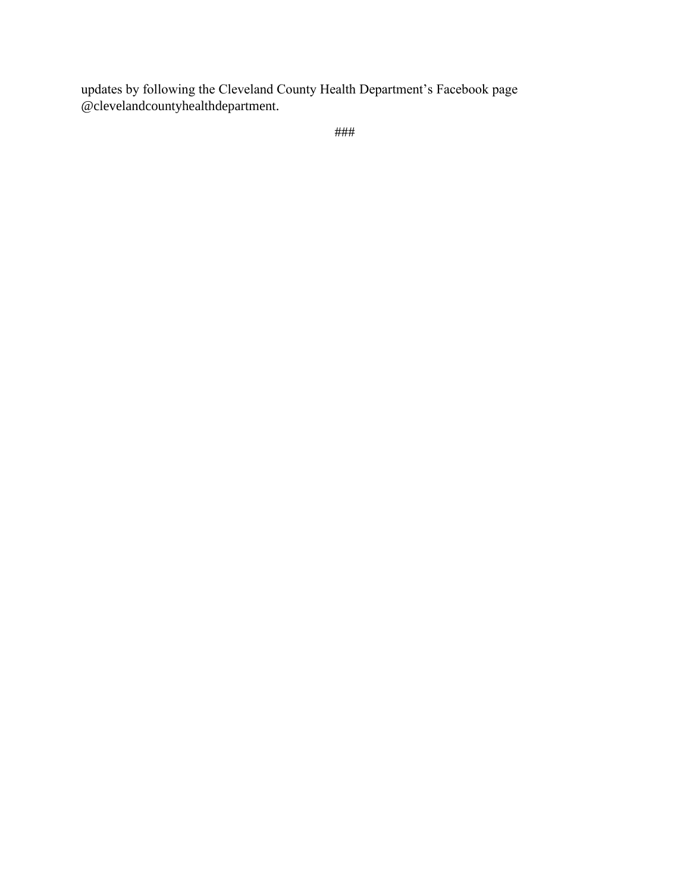updates by following the Cleveland County Health Department's Facebook page @clevelandcountyhealthdepartment.

###